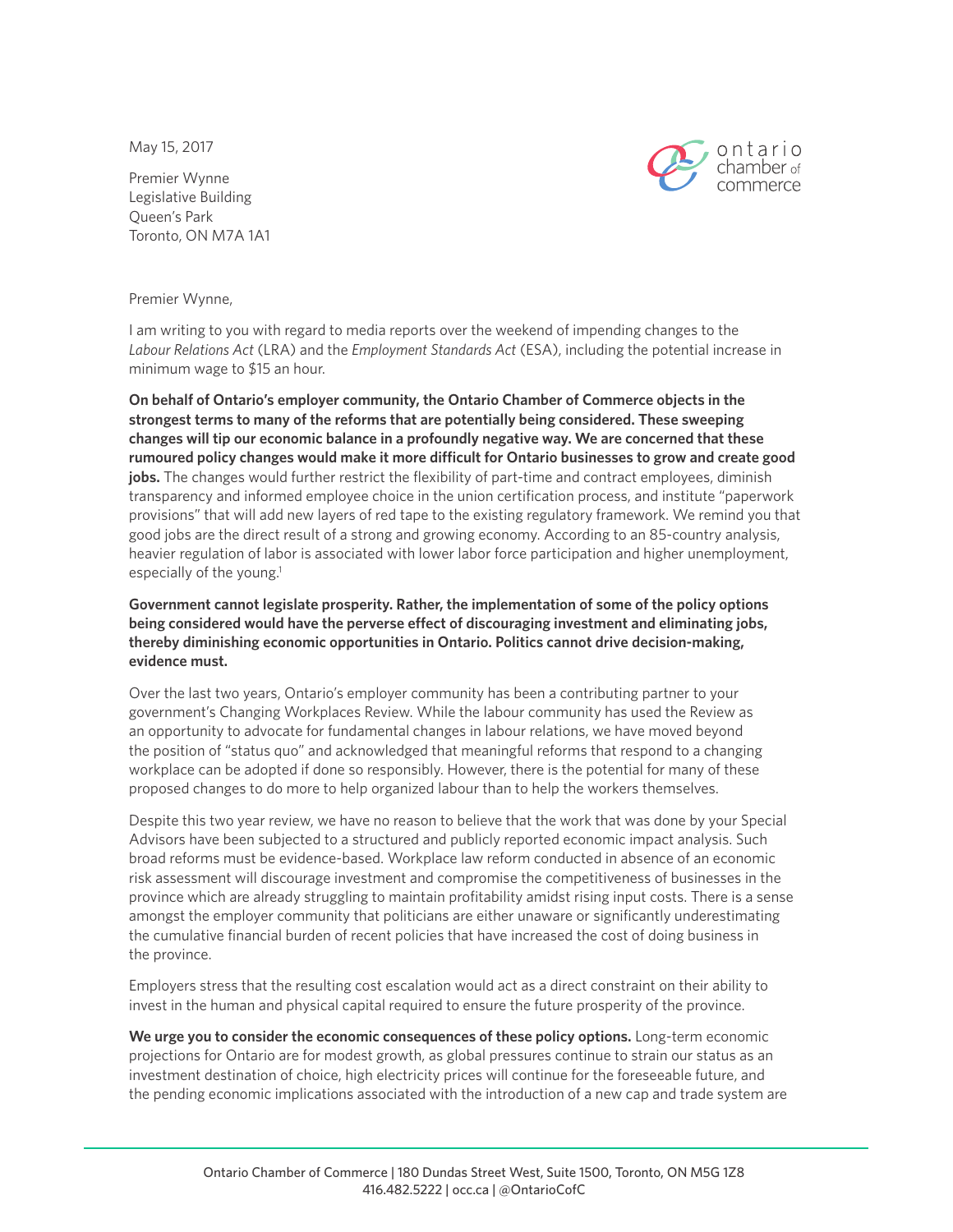May 15, 2017

Premier Wynne
Legislative Building
Queen's Park
Toronto, ON M7A 1A1

Premier Wynne,

I am writing to you with regard to media reports over the weekend of impending changes to the *Labour Relations Act* (LRA) and the *Employment Standards Act* (ESA), including the potential increase in minimum wage to $15 an hour.

**On behalf of Ontario's employer community, the Ontario Chamber of Commerce objects in the strongest terms to many of the reforms that are potentially being considered. These sweeping changes will tip our economic balance in a profoundly negative way. We are concerned that these rumoured policy changes would make it more difficult for Ontario businesses to grow and create good jobs.** The changes would further restrict the flexibility of part-time and contract employees, diminish transparency and informed employee choice in the union certification process, and institute "paperwork provisions" that will add new layers of red tape to the existing regulatory framework. We remind you that good jobs are the direct result of a strong and growing economy. According to an 85-country analysis, heavier regulation of labor is associated with lower labor force participation and higher unemployment, especially of the young.[1]

**Government cannot legislate prosperity. Rather, the implementation of some of the policy options being considered would have the perverse effect of discouraging investment and eliminating jobs, thereby diminishing economic opportunities in Ontario. Politics cannot drive decision-making, evidence must.**

Over the last two years, Ontario's employer community has been a contributing partner to your government's Changing Workplaces Review. While the labour community has used the Review as an opportunity to advocate for fundamental changes in labour relations, we have moved beyond the position of "status quo" and acknowledged that meaningful reforms that respond to a changing workplace can be adopted if done so responsibly. However, there is the potential for many of these proposed changes to do more to help organized labour than to help the workers themselves.

Despite this two year review, we have no reason to believe that the work that was done by your Special Advisors have been subjected to a structured and publicly reported economic impact analysis. Such broad reforms must be evidence-based. Workplace law reform conducted in absence of an economic risk assessment will discourage investment and compromise the competitiveness of businesses in the province which are already struggling to maintain profitability amidst rising input costs. There is a sense amongst the employer community that politicians are either unaware or significantly underestimating the cumulative financial burden of recent policies that have increased the cost of doing business in the province.

Employers stress that the resulting cost escalation would act as a direct constraint on their ability to invest in the human and physical capital required to ensure the future prosperity of the province.

**We urge you to consider the economic consequences of these policy options.** Long-term economic projections for Ontario are for modest growth, as global pressures continue to strain our status as an investment destination of choice, high electricity prices will continue for the foreseeable future, and the pending economic implications associated with the introduction of a new cap and trade system are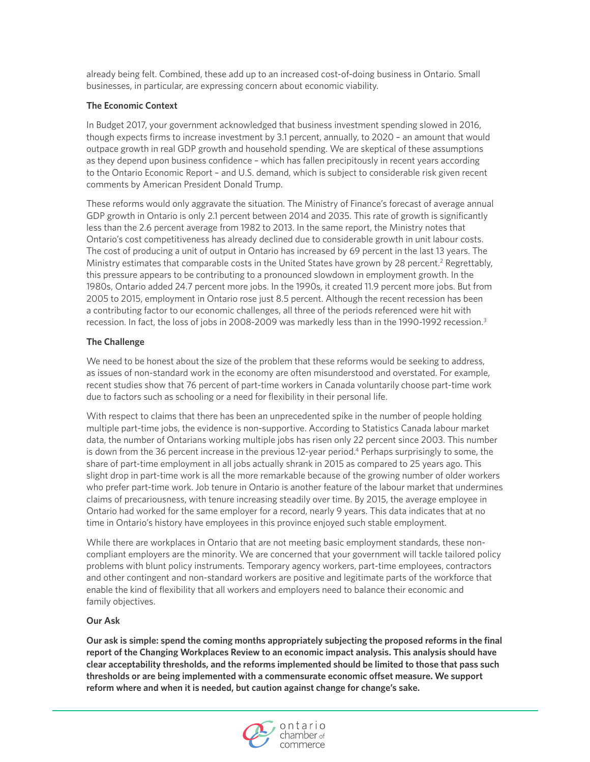already being felt. Combined, these add up to an increased cost-of-doing business in Ontario. Small businesses, in particular, are expressing concern about economic viability.

**The Economic Context**

In Budget 2017, your government acknowledged that business investment spending slowed in 2016, though expects firms to increase investment by 3.1 percent, annually, to 2020 – an amount that would outpace growth in real GDP growth and household spending. We are skeptical of these assumptions as they depend upon business confidence – which has fallen precipitously in recent years according to the Ontario Economic Report – and U.S. demand, which is subject to considerable risk given recent comments by American President Donald Trump.

These reforms would only aggravate the situation. The Ministry of Finance's forecast of average annual GDP growth in Ontario is only 2.1 percent between 2014 and 2035. This rate of growth is significantly less than the 2.6 percent average from 1982 to 2013. In the same report, the Ministry notes that Ontario's cost competitiveness has already declined due to considerable growth in unit labour costs. The cost of producing a unit of output in Ontario has increased by 69 percent in the last 13 years. The Ministry estimates that comparable costs in the United States have grown by 28 percent.[2] Regrettably, this pressure appears to be contributing to a pronounced slowdown in employment growth. In the 1980s, Ontario added 24.7 percent more jobs. In the 1990s, it created 11.9 percent more jobs. But from 2005 to 2015, employment in Ontario rose just 8.5 percent. Although the recent recession has been a contributing factor to our economic challenges, all three of the periods referenced were hit with recession. In fact, the loss of jobs in 2008-2009 was markedly less than in the 1990-1992 recession.[3]

**The Challenge**

We need to be honest about the size of the problem that these reforms would be seeking to address, as issues of non-standard work in the economy are often misunderstood and overstated. For example, recent studies show that 76 percent of part-time workers in Canada voluntarily choose part-time work due to factors such as schooling or a need for flexibility in their personal life.

With respect to claims that there has been an unprecedented spike in the number of people holding multiple part-time jobs, the evidence is non-supportive. According to Statistics Canada labour market data, the number of Ontarians working multiple jobs has risen only 22 percent since 2003. This number is down from the 36 percent increase in the previous 12-year period.[4] Perhaps surprisingly to some, the share of part-time employment in all jobs actually shrank in 2015 as compared to 25 years ago. This slight drop in part-time work is all the more remarkable because of the growing number of older workers who prefer part-time work. Job tenure in Ontario is another feature of the labour market that undermines claims of precariousness, with tenure increasing steadily over time. By 2015, the average employee in Ontario had worked for the same employer for a record, nearly 9 years. This data indicates that at no time in Ontario's history have employees in this province enjoyed such stable employment.

While there are workplaces in Ontario that are not meeting basic employment standards, these non-compliant employers are the minority. We are concerned that your government will tackle tailored policy problems with blunt policy instruments. Temporary agency workers, part-time employees, contractors and other contingent and non-standard workers are positive and legitimate parts of the workforce that enable the kind of flexibility that all workers and employers need to balance their economic and family objectives.

**Our Ask**

**Our ask is simple: spend the coming months appropriately subjecting the proposed reforms in the final report of the Changing Workplaces Review to an economic impact analysis. This analysis should have clear acceptability thresholds, and the reforms implemented should be limited to those that pass such thresholds or are being implemented with a commensurate economic offset measure. We support reform where and when it is needed, but caution against change for change's sake.**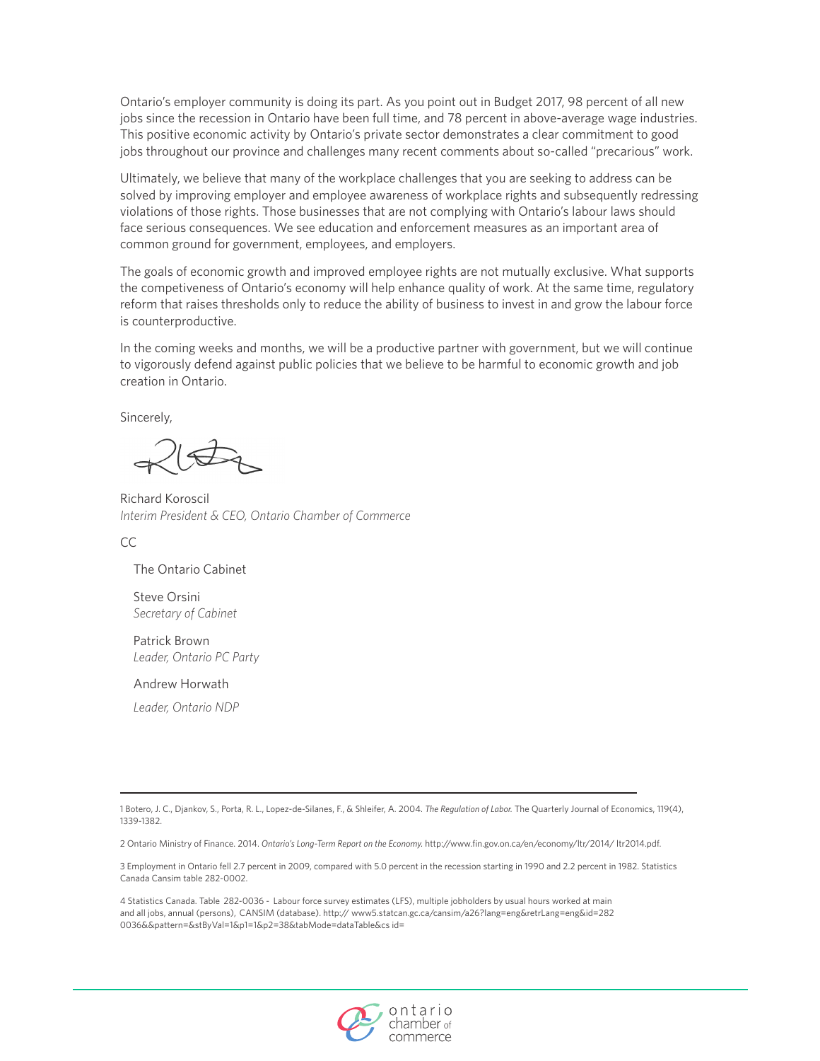Ontario's employer community is doing its part. As you point out in Budget 2017, 98 percent of all new jobs since the recession in Ontario have been full time, and 78 percent in above-average wage industries. This positive economic activity by Ontario's private sector demonstrates a clear commitment to good jobs throughout our province and challenges many recent comments about so-called "precarious" work.

Ultimately, we believe that many of the workplace challenges that you are seeking to address can be solved by improving employer and employee awareness of workplace rights and subsequently redressing violations of those rights. Those businesses that are not complying with Ontario's labour laws should face serious consequences. We see education and enforcement measures as an important area of common ground for government, employees, and employers.

The goals of economic growth and improved employee rights are not mutually exclusive. What supports the competiveness of Ontario's economy will help enhance quality of work. At the same time, regulatory reform that raises thresholds only to reduce the ability of business to invest in and grow the labour force is counterproductive.

In the coming weeks and months, we will be a productive partner with government, but we will continue to vigorously defend against public policies that we believe to be harmful to economic growth and job creation in Ontario.

Sincerely,

Richard Koroscil
*Interim President & CEO, Ontario Chamber of Commerce*

CC

The Ontario Cabinet

Steve Orsini
*Secretary of Cabinet*

Patrick Brown
*Leader, Ontario PC Party*

Andrew Horwath
*Leader, Ontario NDP*

---

1 Botero, J. C., Djankov, S., Porta, R. L., Lopez-de-Silanes, F., & Shleifer, A. 2004. *The Regulation of Labor.* The Quarterly Journal of Economics, 119(4), 1339-1382.

2 Ontario Ministry of Finance. 2014. *Ontario's Long-Term Report on the Economy.* http://www.fin.gov.on.ca/en/economy/ltr/2014/ ltr2014.pdf.

3 Employment in Ontario fell 2.7 percent in 2009, compared with 5.0 percent in the recession starting in 1990 and 2.2 percent in 1982. Statistics Canada Cansim table 282-0002.

4 Statistics Canada. Table 282-0036 - Labour force survey estimates (LFS), multiple jobholders by usual hours worked at main and all jobs, annual (persons), CANSIM (database). http:// www5.statcan.gc.ca/cansim/a26?lang=eng&retrLang=eng&id=282 0036&&pattern=&stByVal=1&p1=1&p2=38&tabMode=dataTable&cs id=